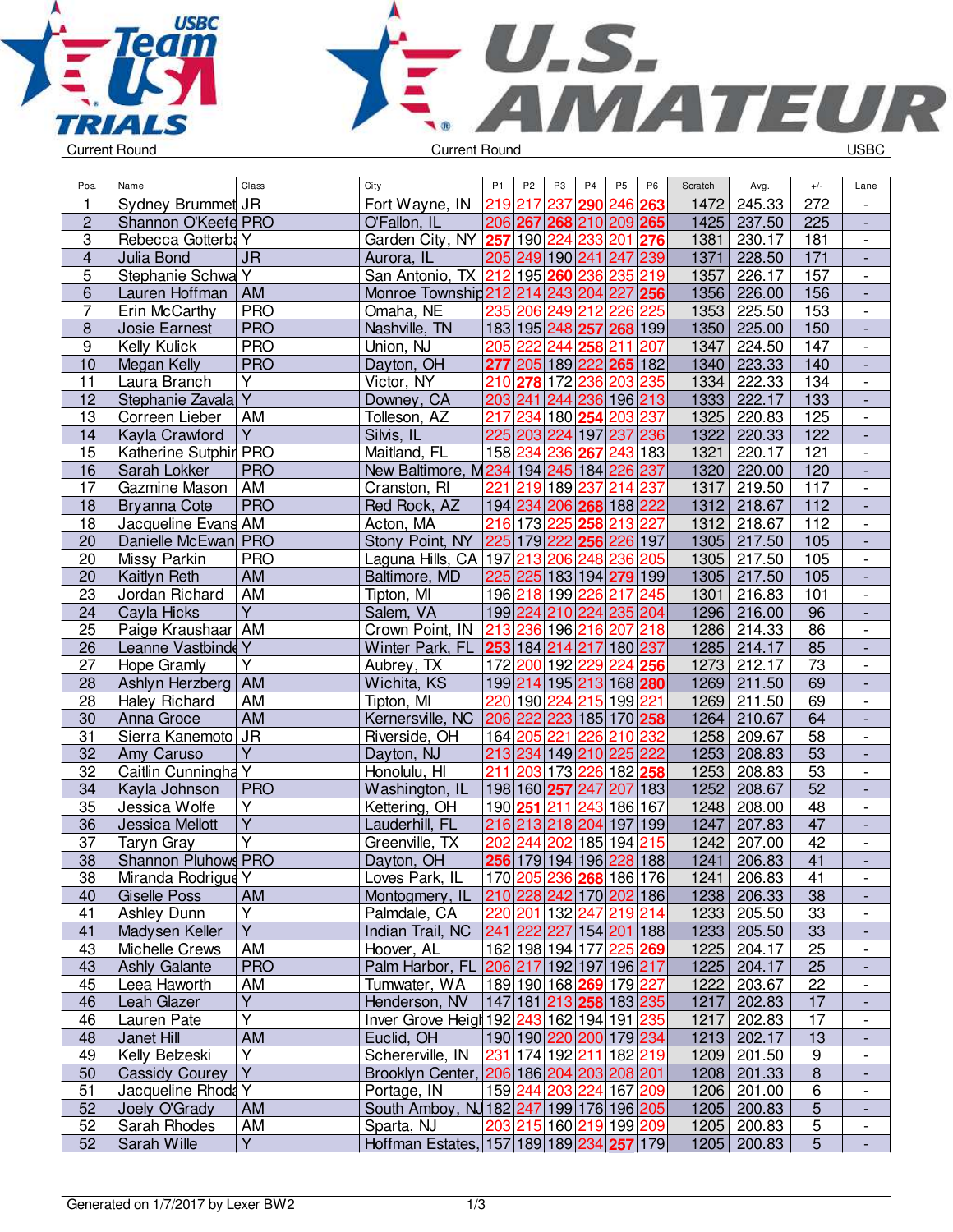Current Round | Current Round | USBC

| Pos. | Name | Class | City | P1 | P2 | P3 | P4 | P5 | P6 | Scratch | Avg. | +/- | Lane |
|---|---|---|---|---|---|---|---|---|---|---|---|---|---|
| 1 | Sydney Brummet | JR | Fort Wayne, IN | 219 | 217 | 237 | 290 | 246 | 263 | 1472 | 245.33 | 272 | - |
| 2 | Shannon O'Keefe | PRO | O'Fallon, IL | 206 | 267 | 268 | 210 | 209 | 265 | 1425 | 237.50 | 225 | - |
| 3 | Rebecca Gotterba | Y | Garden City, NY | 257 | 190 | 224 | 233 | 201 | 276 | 1381 | 230.17 | 181 | - |
| 4 | Julia Bond | JR | Aurora, IL | 205 | 249 | 190 | 241 | 247 | 239 | 1371 | 228.50 | 171 | - |
| 5 | Stephanie Schwa | Y | San Antonio, TX | 212 | 195 | 260 | 236 | 235 | 219 | 1357 | 226.17 | 157 | - |
| 6 | Lauren Hoffman | AM | Monroe Township | 212 | 214 | 243 | 204 | 227 | 256 | 1356 | 226.00 | 156 | - |
| 7 | Erin McCarthy | PRO | Omaha, NE | 235 | 206 | 249 | 212 | 226 | 225 | 1353 | 225.50 | 153 | - |
| 8 | Josie Earnest | PRO | Nashville, TN | 183 | 195 | 248 | 257 | 268 | 199 | 1350 | 225.00 | 150 | - |
| 9 | Kelly Kulick | PRO | Union, NJ | 205 | 222 | 244 | 258 | 211 | 207 | 1347 | 224.50 | 147 | - |
| 10 | Megan Kelly | PRO | Dayton, OH | 277 | 205 | 189 | 222 | 265 | 182 | 1340 | 223.33 | 140 | - |
| 11 | Laura Branch | Y | Victor, NY | 210 | 278 | 172 | 236 | 203 | 235 | 1334 | 222.33 | 134 | - |
| 12 | Stephanie Zavala | Y | Downey, CA | 203 | 241 | 244 | 236 | 196 | 213 | 1333 | 222.17 | 133 | - |
| 13 | Correen Lieber | AM | Tolleson, AZ | 217 | 234 | 180 | 254 | 203 | 237 | 1325 | 220.83 | 125 | - |
| 14 | Kayla Crawford | Y | Silvis, IL | 225 | 203 | 224 | 197 | 237 | 236 | 1322 | 220.33 | 122 | - |
| 15 | Katherine Sutphir | PRO | Maitland, FL | 158 | 234 | 236 | 267 | 243 | 183 | 1321 | 220.17 | 121 | - |
| 16 | Sarah Lokker | PRO | New Baltimore, M | 234 | 194 | 245 | 184 | 226 | 237 | 1320 | 220.00 | 120 | - |
| 17 | Gazmine Mason | AM | Cranston, RI | 221 | 219 | 189 | 237 | 214 | 237 | 1317 | 219.50 | 117 | - |
| 18 | Bryanna Cote | PRO | Red Rock, AZ | 194 | 234 | 206 | 268 | 188 | 222 | 1312 | 218.67 | 112 | - |
| 18 | Jacqueline Evans | AM | Acton, MA | 216 | 173 | 225 | 258 | 213 | 227 | 1312 | 218.67 | 112 | - |
| 20 | Danielle McEwan | PRO | Stony Point, NY | 225 | 179 | 222 | 256 | 226 | 197 | 1305 | 217.50 | 105 | - |
| 20 | Missy Parkin | PRO | Laguna Hills, CA | 197 | 213 | 206 | 248 | 236 | 205 | 1305 | 217.50 | 105 | - |
| 20 | Kaitlyn Reth | AM | Baltimore, MD | 225 | 225 | 183 | 194 | 279 | 199 | 1305 | 217.50 | 105 | - |
| 23 | Jordan Richard | AM | Tipton, MI | 196 | 218 | 199 | 226 | 217 | 245 | 1301 | 216.83 | 101 | - |
| 24 | Cayla Hicks | Y | Salem, VA | 199 | 224 | 210 | 224 | 235 | 204 | 1296 | 216.00 | 96 | - |
| 25 | Paige Kraushaar | AM | Crown Point, IN | 213 | 236 | 196 | 216 | 207 | 218 | 1286 | 214.33 | 86 | - |
| 26 | Leanne Vastbinde | Y | Winter Park, FL | 253 | 184 | 214 | 217 | 180 | 237 | 1285 | 214.17 | 85 | - |
| 27 | Hope Gramly | Y | Aubrey, TX | 172 | 200 | 192 | 229 | 224 | 256 | 1273 | 212.17 | 73 | - |
| 28 | Ashlyn Herzberg | AM | Wichita, KS | 199 | 214 | 195 | 213 | 168 | 280 | 1269 | 211.50 | 69 | - |
| 28 | Haley Richard | AM | Tipton, MI | 220 | 190 | 224 | 215 | 199 | 221 | 1269 | 211.50 | 69 | - |
| 30 | Anna Groce | AM | Kernersville, NC | 206 | 222 | 223 | 185 | 170 | 258 | 1264 | 210.67 | 64 | - |
| 31 | Sierra Kanemoto | JR | Riverside, OH | 164 | 205 | 221 | 226 | 210 | 232 | 1258 | 209.67 | 58 | - |
| 32 | Amy Caruso | Y | Dayton, NJ | 213 | 234 | 149 | 210 | 225 | 222 | 1253 | 208.83 | 53 | - |
| 32 | Caitlin Cunningha | Y | Honolulu, HI | 211 | 203 | 173 | 226 | 182 | 258 | 1253 | 208.83 | 53 | - |
| 34 | Kayla Johnson | PRO | Washington, IL | 198 | 160 | 257 | 247 | 207 | 183 | 1252 | 208.67 | 52 | - |
| 35 | Jessica Wolfe | Y | Kettering, OH | 190 | 251 | 211 | 243 | 186 | 167 | 1248 | 208.00 | 48 | - |
| 36 | Jessica Mellott | Y | Lauderhill, FL | 216 | 213 | 218 | 204 | 197 | 199 | 1247 | 207.83 | 47 | - |
| 37 | Taryn Gray | Y | Greenville, TX | 202 | 244 | 202 | 185 | 194 | 215 | 1242 | 207.00 | 42 | - |
| 38 | Shannon Pluhows | PRO | Dayton, OH | 256 | 179 | 194 | 196 | 228 | 188 | 1241 | 206.83 | 41 | - |
| 38 | Miranda Rodrigue | Y | Loves Park, IL | 170 | 205 | 236 | 268 | 186 | 176 | 1241 | 206.83 | 41 | - |
| 40 | Giselle Poss | AM | Montogmery, IL | 210 | 228 | 242 | 170 | 202 | 186 | 1238 | 206.33 | 38 | - |
| 41 | Ashley Dunn | Y | Palmdale, CA | 220 | 201 | 132 | 247 | 219 | 214 | 1233 | 205.50 | 33 | - |
| 41 | Madysen Keller | Y | Indian Trail, NC | 241 | 222 | 227 | 154 | 201 | 188 | 1233 | 205.50 | 33 | - |
| 43 | Michelle Crews | AM | Hoover, AL | 162 | 198 | 194 | 177 | 225 | 269 | 1225 | 204.17 | 25 | - |
| 43 | Ashly Galante | PRO | Palm Harbor, FL | 206 | 217 | 192 | 197 | 196 | 217 | 1225 | 204.17 | 25 | - |
| 45 | Leea Haworth | AM | Tumwater, WA | 189 | 190 | 168 | 269 | 179 | 227 | 1222 | 203.67 | 22 | - |
| 46 | Leah Glazer | Y | Henderson, NV | 147 | 181 | 213 | 258 | 183 | 235 | 1217 | 202.83 | 17 | - |
| 46 | Lauren Pate | Y | Inver Grove Heigh | 192 | 243 | 162 | 194 | 191 | 235 | 1217 | 202.83 | 17 | - |
| 48 | Janet Hill | AM | Euclid, OH | 190 | 190 | 220 | 200 | 179 | 234 | 1213 | 202.17 | 13 | - |
| 49 | Kelly Belzeski | Y | Schererville, IN | 231 | 174 | 192 | 211 | 182 | 219 | 1209 | 201.50 | 9 | - |
| 50 | Cassidy Courey | Y | Brooklyn Center, | 206 | 186 | 204 | 203 | 208 | 201 | 1208 | 201.33 | 8 | - |
| 51 | Jacqueline Rhoda | Y | Portage, IN | 159 | 244 | 203 | 224 | 167 | 209 | 1206 | 201.00 | 6 | - |
| 52 | Joely O'Grady | AM | South Amboy, NJ | 182 | 247 | 199 | 176 | 196 | 205 | 1205 | 200.83 | 5 | - |
| 52 | Sarah Rhodes | AM | Sparta, NJ | 203 | 215 | 160 | 219 | 199 | 209 | 1205 | 200.83 | 5 | - |
| 52 | Sarah Wille | Y | Hoffman Estates, | 157 | 189 | 189 | 234 | 257 | 179 | 1205 | 200.83 | 5 | - |

Generated on 1/7/2017 by Lexer BW2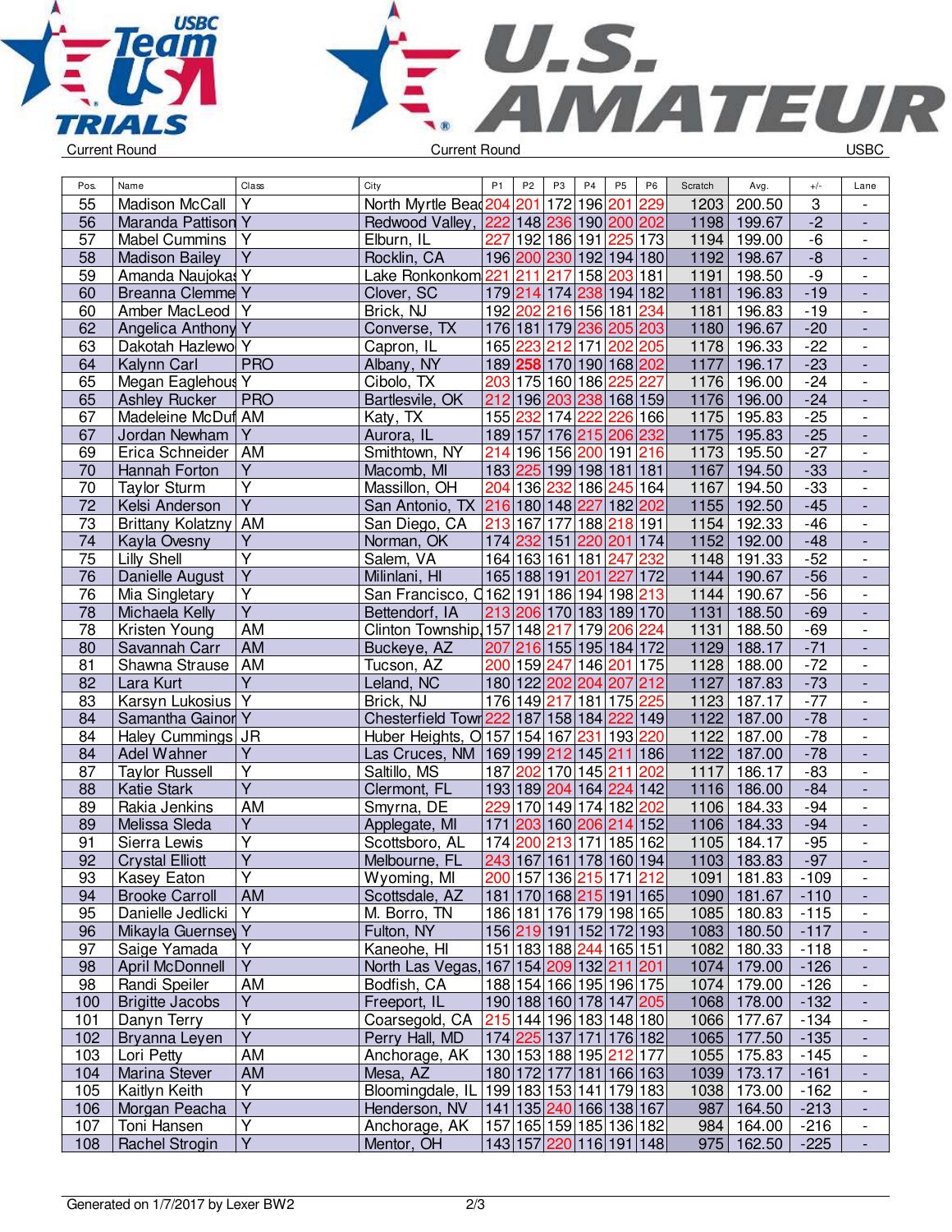Current Round | Current Round | USBC

| Pos. | Name | Class | City | P1 | P2 | P3 | P4 | P5 | P6 | Scratch | Avg. | +/- | Lane |
|---|---|---|---|---|---|---|---|---|---|---|---|---|---|
| 55 | Madison McCall | Y | North Myrtle Beac | 204 | 201 | 172 | 196 | 201 | 229 | 1203 | 200.50 | 3 | - |
| 56 | Maranda Pattison | Y | Redwood Valley, | 222 | 148 | 236 | 190 | 200 | 202 | 1198 | 199.67 | -2 | - |
| 57 | Mabel Cummins | Y | Elburn, IL | 227 | 192 | 186 | 191 | 225 | 173 | 1194 | 199.00 | -6 | - |
| 58 | Madison Bailey | Y | Rocklin, CA | 196 | 200 | 230 | 192 | 194 | 180 | 1192 | 198.67 | -8 | - |
| 59 | Amanda Naujokas | Y | Lake Ronkonkom | 221 | 211 | 217 | 158 | 203 | 181 | 1191 | 198.50 | -9 | - |
| 60 | Breanna Clemme | Y | Clover, SC | 179 | 214 | 174 | 238 | 194 | 182 | 1181 | 196.83 | -19 | - |
| 60 | Amber MacLeod | Y | Brick, NJ | 192 | 202 | 216 | 156 | 181 | 234 | 1181 | 196.83 | -19 | - |
| 62 | Angelica Anthony | Y | Converse, TX | 176 | 181 | 179 | 236 | 205 | 203 | 1180 | 196.67 | -20 | - |
| 63 | Dakotah Hazlewo | Y | Capron, IL | 165 | 223 | 212 | 171 | 202 | 205 | 1178 | 196.33 | -22 | - |
| 64 | Kalynn Carl | PRO | Albany, NY | 189 | **258** | 170 | 190 | 168 | 202 | 1177 | 196.17 | -23 | - |
| 65 | Megan Eaglehous | Y | Cibolo, TX | 203 | 175 | 160 | 186 | 225 | 227 | 1176 | 196.00 | -24 | - |
| 65 | Ashley Rucker | PRO | Bartlesvile, OK | 212 | 196 | 203 | 238 | 168 | 159 | 1176 | 196.00 | -24 | - |
| 67 | Madeleine McDuf | AM | Katy, TX | 155 | 232 | 174 | 222 | 226 | 166 | 1175 | 195.83 | -25 | - |
| 67 | Jordan Newham | Y | Aurora, IL | 189 | 157 | 176 | 215 | 206 | 232 | 1175 | 195.83 | -25 | - |
| 69 | Erica Schneider | AM | Smithtown, NY | 214 | 196 | 156 | 200 | 191 | 216 | 1173 | 195.50 | -27 | - |
| 70 | Hannah Forton | Y | Macomb, MI | 183 | 225 | 199 | 198 | 181 | 181 | 1167 | 194.50 | -33 | - |
| 70 | Taylor Sturm | Y | Massillon, OH | 204 | 136 | 232 | 186 | 245 | 164 | 1167 | 194.50 | -33 | - |
| 72 | Kelsi Anderson | Y | San Antonio, TX | 216 | 180 | 148 | 227 | 182 | 202 | 1155 | 192.50 | -45 | - |
| 73 | Brittany Kolatzny | AM | San Diego, CA | 213 | 167 | 177 | 188 | 218 | 191 | 1154 | 192.33 | -46 | - |
| 74 | Kayla Ovesny | Y | Norman, OK | 174 | 232 | 151 | 220 | 201 | 174 | 1152 | 192.00 | -48 | - |
| 75 | Lilly Shell | Y | Salem, VA | 164 | 163 | 161 | 181 | 247 | 232 | 1148 | 191.33 | -52 | - |
| 76 | Danielle August | Y | Milinlani, HI | 165 | 188 | 191 | 201 | 227 | 172 | 1144 | 190.67 | -56 | - |
| 76 | Mia Singletary | Y | San Francisco, C | 162 | 191 | 186 | 194 | 198 | 213 | 1144 | 190.67 | -56 | - |
| 78 | Michaela Kelly | Y | Bettendorf, IA | 213 | 206 | 170 | 183 | 189 | 170 | 1131 | 188.50 | -69 | - |
| 78 | Kristen Young | AM | Clinton Township, | 157 | 148 | 217 | 179 | 206 | 224 | 1131 | 188.50 | -69 | - |
| 80 | Savannah Carr | AM | Buckeye, AZ | 207 | 216 | 155 | 195 | 184 | 172 | 1129 | 188.17 | -71 | - |
| 81 | Shawna Strause | AM | Tucson, AZ | 200 | 159 | 247 | 146 | 201 | 175 | 1128 | 188.00 | -72 | - |
| 82 | Lara Kurt | Y | Leland, NC | 180 | 122 | 202 | 204 | 207 | 212 | 1127 | 187.83 | -73 | - |
| 83 | Karsyn Lukosius | Y | Brick, NJ | 176 | 149 | 217 | 181 | 175 | 225 | 1123 | 187.17 | -77 | - |
| 84 | Samantha Gainor | Y | Chesterfield Town | 222 | 187 | 158 | 184 | 222 | 149 | 1122 | 187.00 | -78 | - |
| 84 | Haley Cummings | JR | Huber Heights, O | 157 | 154 | 167 | 231 | 193 | 220 | 1122 | 187.00 | -78 | - |
| 84 | Adel Wahner | Y | Las Cruces, NM | 169 | 199 | 212 | 145 | 211 | 186 | 1122 | 187.00 | -78 | - |
| 87 | Taylor Russell | Y | Saltillo, MS | 187 | 202 | 170 | 145 | 211 | 202 | 1117 | 186.17 | -83 | - |
| 88 | Katie Stark | Y | Clermont, FL | 193 | 189 | 204 | 164 | 224 | 142 | 1116 | 186.00 | -84 | - |
| 89 | Rakia Jenkins | AM | Smyrna, DE | 229 | 170 | 149 | 174 | 182 | 202 | 1106 | 184.33 | -94 | - |
| 89 | Melissa Sleda | Y | Applegate, MI | 171 | 203 | 160 | 206 | 214 | 152 | 1106 | 184.33 | -94 | - |
| 91 | Sierra Lewis | Y | Scottsboro, AL | 174 | 200 | 213 | 171 | 185 | 162 | 1105 | 184.17 | -95 | - |
| 92 | Crystal Elliott | Y | Melbourne, FL | 243 | 167 | 161 | 178 | 160 | 194 | 1103 | 183.83 | -97 | - |
| 93 | Kasey Eaton | Y | Wyoming, MI | 200 | 157 | 136 | 215 | 171 | 212 | 1091 | 181.83 | -109 | - |
| 94 | Brooke Carroll | AM | Scottsdale, AZ | 181 | 170 | 168 | 215 | 191 | 165 | 1090 | 181.67 | -110 | - |
| 95 | Danielle Jedlicki | Y | M. Borro, TN | 186 | 181 | 176 | 179 | 198 | 165 | 1085 | 180.83 | -115 | - |
| 96 | Mikayla Guernsey | Y | Fulton, NY | 156 | 219 | 191 | 152 | 172 | 193 | 1083 | 180.50 | -117 | - |
| 97 | Saige Yamada | Y | Kaneohe, HI | 151 | 183 | 188 | 244 | 165 | 151 | 1082 | 180.33 | -118 | - |
| 98 | April McDonnell | Y | North Las Vegas, | 167 | 154 | 209 | 132 | 211 | 201 | 1074 | 179.00 | -126 | - |
| 98 | Randi Speiler | AM | Bodfish, CA | 188 | 154 | 166 | 195 | 196 | 175 | 1074 | 179.00 | -126 | - |
| 100 | Brigitte Jacobs | Y | Freeport, IL | 190 | 188 | 160 | 178 | 147 | 205 | 1068 | 178.00 | -132 | - |
| 101 | Danyn Terry | Y | Coarsegold, CA | 215 | 144 | 196 | 183 | 148 | 180 | 1066 | 177.67 | -134 | - |
| 102 | Bryanna Leyen | Y | Perry Hall, MD | 174 | 225 | 137 | 171 | 176 | 182 | 1065 | 177.50 | -135 | - |
| 103 | Lori Petty | AM | Anchorage, AK | 130 | 153 | 188 | 195 | 212 | 177 | 1055 | 175.83 | -145 | - |
| 104 | Marina Stever | AM | Mesa, AZ | 180 | 172 | 177 | 181 | 166 | 163 | 1039 | 173.17 | -161 | - |
| 105 | Kaitlyn Keith | Y | Bloomingdale, IL | 199 | 183 | 153 | 141 | 179 | 183 | 1038 | 173.00 | -162 | - |
| 106 | Morgan Peacha | Y | Henderson, NV | 141 | 135 | 240 | 166 | 138 | 167 | 987 | 164.50 | -213 | - |
| 107 | Toni Hansen | Y | Anchorage, AK | 157 | 165 | 159 | 185 | 136 | 182 | 984 | 164.00 | -216 | - |
| 108 | Rachel Strogin | Y | Mentor, OH | 143 | 157 | 220 | 116 | 191 | 148 | 975 | 162.50 | -225 | - |

Generated on 1/7/2017 by Lexer BW2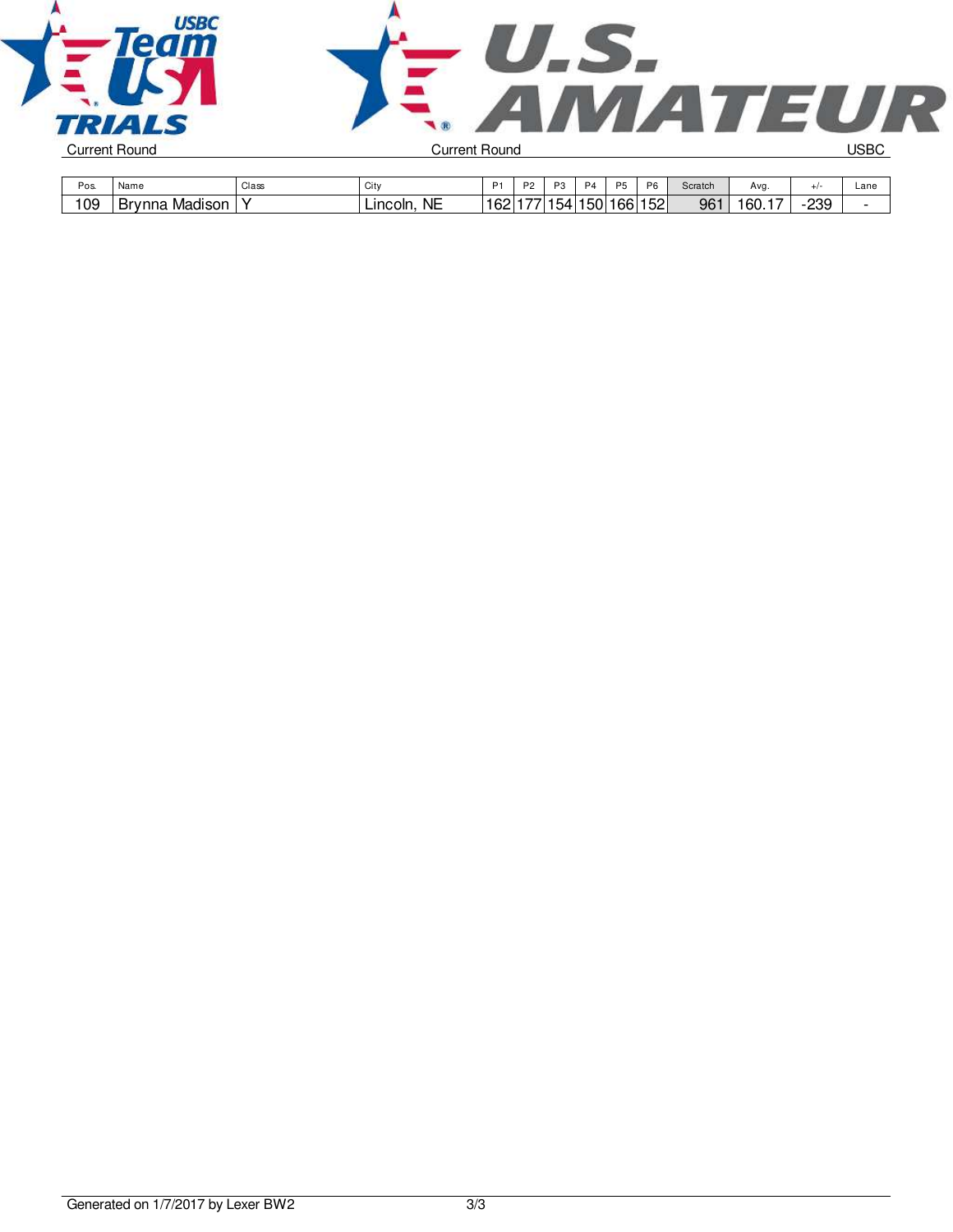| Pos. | Name | Class | City | P1 | P2 | P3 | P4 | P5 | P6 | Scratch | Avg. | +/- | Lane |
|---|---|---|---|---|---|---|---|---|---|---|---|---|---|
| 109 | Brynna Madison | Y | Lincoln, NE | 162 | 177 | 154 | 150 | 166 | 152 | 961 | 160.17 | -239 | - |

Generated on 1/7/2017 by Lexer BW2